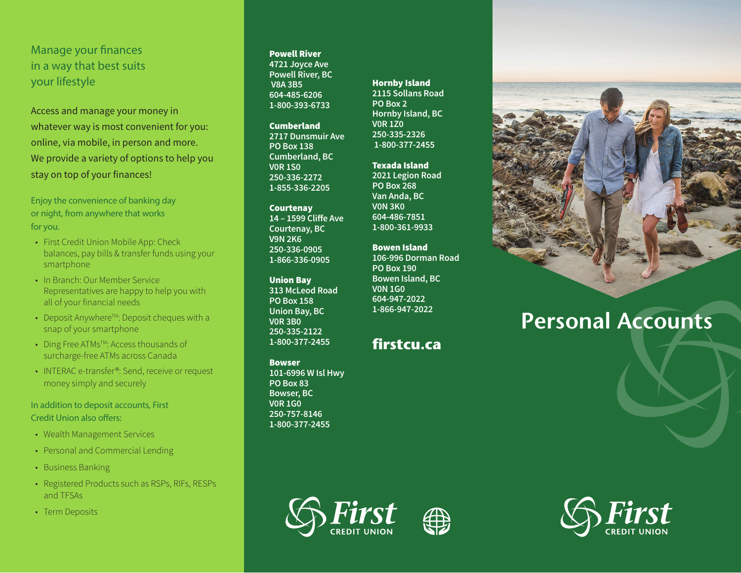## Manage your finances in a way that best suits your lifestyle

Access and manage your money in whatever way is most convenient for you: online, via mobile, in person and more. We provide a variety of options to help you stay on top of your finances!

### Enjoy the convenience of banking day or night, from anywhere that works for you.

- First Credit Union Mobile App: Check balances, pay bills & transfer funds using your smartphone
- In Branch: Our Member Service Representatives are happy to help you with all of your financial needs
- Deposit Anywhere™: Deposit cheques with a snap of your smartphone
- Ding Free ATMs™: Access thousands of surcharge-free ATMs across Canada
- INTERAC e-transfer®: Send, receive or request money simply and securely

### In addition to deposit accounts, First Credit Union also offers:

- Wealth Management Services
- Personal and Commercial Lending
- Business Banking
- Registered Products such as RSPs, RIFs, RESPs and TFSAs
- Term Deposits

**Powell River**
4721 Joyce Ave
Powell River, BC
V8A 3B5
604-485-6206
1-800-393-6733

**Cumberland**
2717 Dunsmuir Ave
PO Box 138
Cumberland, BC
V0R 1S0
250-336-2272
1-855-336-2205

**Courtenay**
14 – 1599 Cliffe Ave
Courtenay, BC
V9N 2K6
250-336-0905
1-866-336-0905

**Union Bay**
313 McLeod Road
PO Box 158
Union Bay, BC
V0R 3B0
250-335-2122
1-800-377-2455

**Bowser**
101-6996 W Isl Hwy
PO Box 83
Bowser, BC
V0R 1G0
250-757-8146
1-800-377-2455

**Hornby Island**
2115 Sollans Road
PO Box 2
Hornby Island, BC
V0R 1Z0
250-335-2326
1-800-377-2455

**Texada Island**
2021 Legion Road
PO Box 268
Van Anda, BC
V0N 3K0
604-486-7851
1-800-361-9933

**Bowen Island**
106-996 Dorman Road
PO Box 190
Bowen Island, BC
V0N 1G0
604-947-2022
1-866-947-2022

**firstcu.ca**

First CREDIT UNION

# Personal Accounts

First CREDIT UNION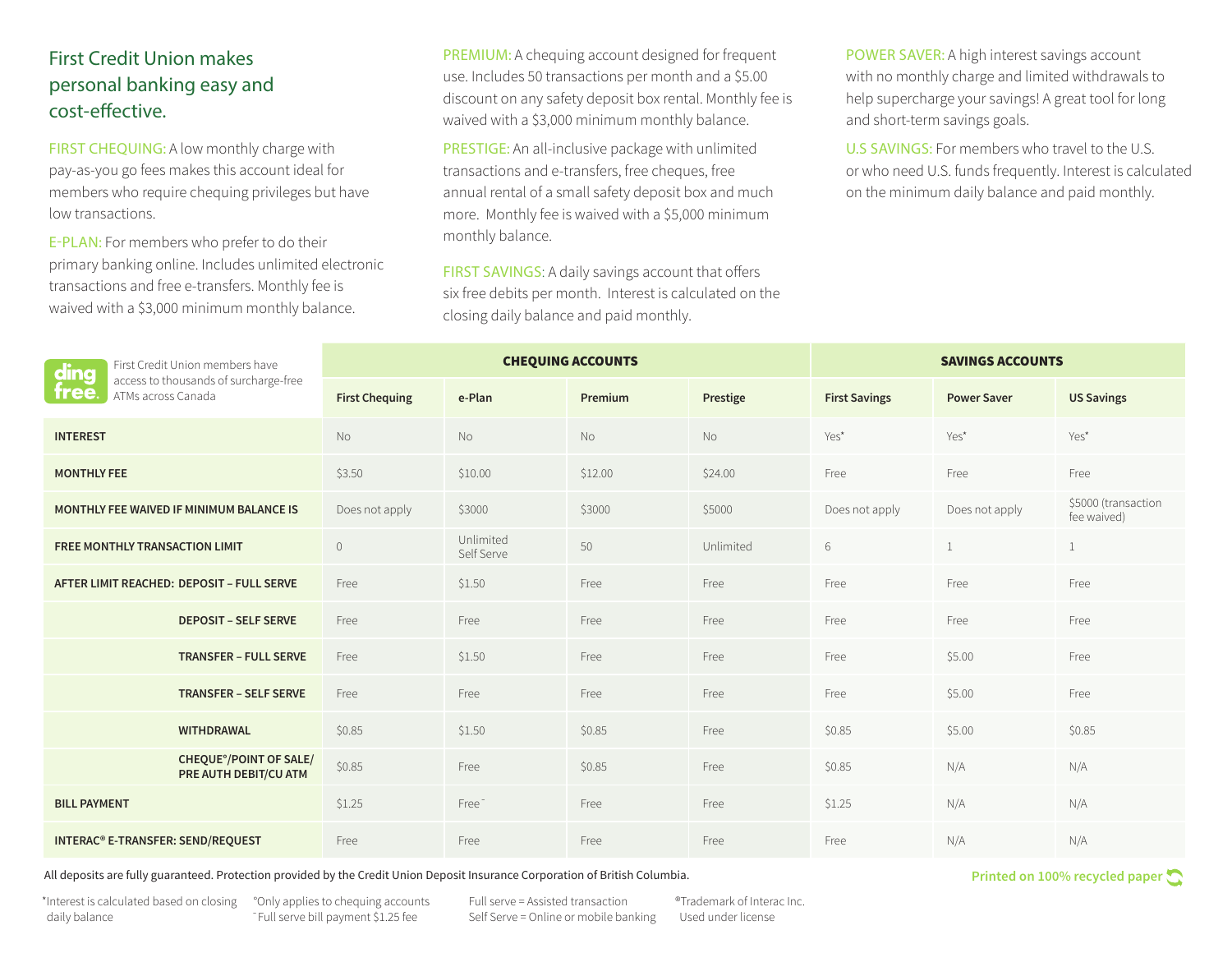## First Credit Union makes personal banking easy and cost-effective.

FIRST CHEQUING: A low monthly charge with pay-as-you go fees makes this account ideal for members who require chequing privileges but have low transactions.

E-PLAN: For members who prefer to do their primary banking online. Includes unlimited electronic transactions and free e-transfers. Monthly fee is waived with a $3,000 minimum monthly balance.

PREMIUM: A chequing account designed for frequent use. Includes 50 transactions per month and a $5.00 discount on any safety deposit box rental. Monthly fee is waived with a $3,000 minimum monthly balance.

PRESTIGE: An all-inclusive package with unlimited transactions and e-transfers, free cheques, free annual rental of a small safety deposit box and much more. Monthly fee is waived with a $5,000 minimum monthly balance.

FIRST SAVINGS: A daily savings account that offers six free debits per month. Interest is calculated on the closing daily balance and paid monthly.

POWER SAVER: A high interest savings account with no monthly charge and limited withdrawals to help supercharge your savings! A great tool for long and short-term savings goals.

U.S SAVINGS: For members who travel to the U.S. or who need U.S. funds frequently. Interest is calculated on the minimum daily balance and paid monthly.

ding free. First Credit Union members have access to thousands of surcharge-free ATMs across Canada

| | CHEQUING ACCOUNTS | | | | SAVINGS ACCOUNTS | | |
|---|---|---|---|---|---|---|---|
| | **First Chequing** | **e-Plan** | **Premium** | **Prestige** | **First Savings** | **Power Saver** | **US Savings** |
| **INTEREST** | No | No | No | No | Yes* | Yes* | Yes* |
| **MONTHLY FEE** | $3.50 | $10.00 | $12.00 | $24.00 | Free | Free | Free |
| **MONTHLY FEE WAIVED IF MINIMUM BALANCE IS** | Does not apply | $3000 | $3000 | $5000 | Does not apply | Does not apply | $5000 (transaction fee waived) |
| **FREE MONTHLY TRANSACTION LIMIT** | 0 | Unlimited Self Serve | 50 | Unlimited | 6 | 1 | 1 |
| **AFTER LIMIT REACHED: DEPOSIT – FULL SERVE** | Free | $1.50 | Free | Free | Free | Free | Free |
| **DEPOSIT – SELF SERVE** | Free | Free | Free | Free | Free | Free | Free |
| **TRANSFER – FULL SERVE** | Free | $1.50 | Free | Free | Free | $5.00 | Free |
| **TRANSFER – SELF SERVE** | Free | Free | Free | Free | Free | $5.00 | Free |
| **WITHDRAWAL** | $0.85 | $1.50 | $0.85 | Free | $0.85 | $5.00 | $0.85 |
| **CHEQUE°/POINT OF SALE/ PRE AUTH DEBIT/CU ATM** | $0.85 | Free | $0.85 | Free | $0.85 | N/A | N/A |
| **BILL PAYMENT** | $1.25 | Free~ | Free | Free | $1.25 | N/A | N/A |
| **INTERAC® E-TRANSFER: SEND/REQUEST** | Free | Free | Free | Free | Free | N/A | N/A |

All deposits are fully guaranteed. Protection provided by the Credit Union Deposit Insurance Corporation of British Columbia.

**Printed on 100% recycled paper**

*Interest is calculated based on closing daily balance

°Only applies to chequing accounts
~Full serve bill payment $1.25 fee

Full serve = Assisted transaction
Self Serve = Online or mobile banking

®Trademark of Interac Inc. Used under license